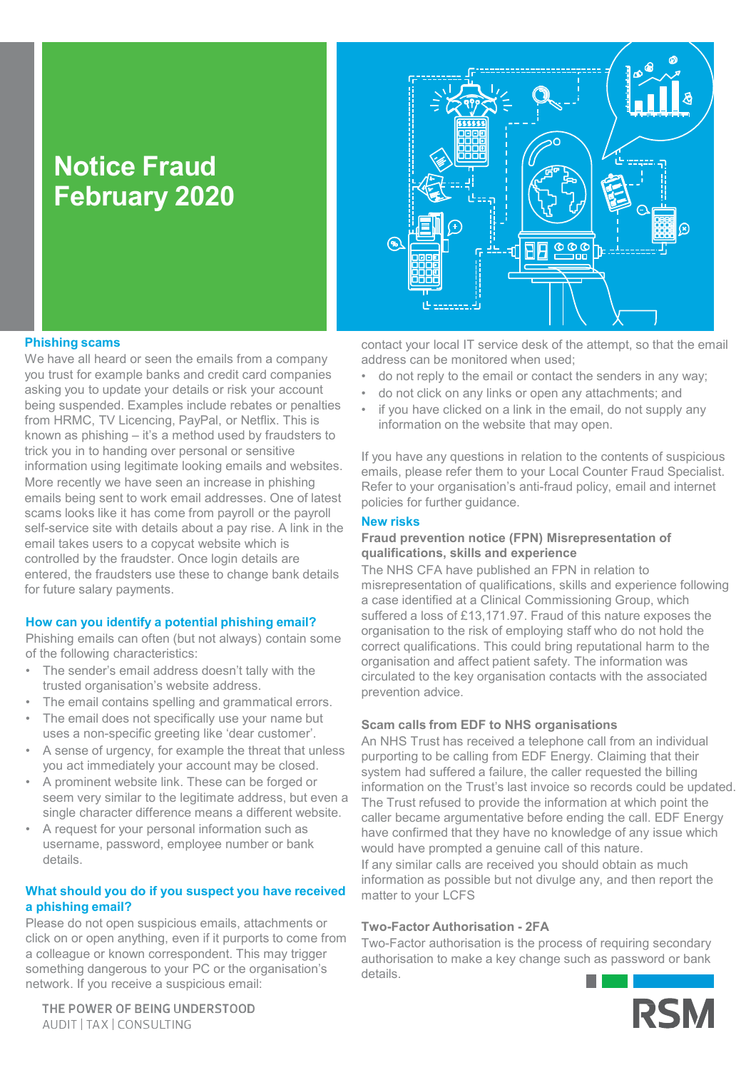# Notice Fraud February 2020

## Phishing scams

We have all heard or seen the emails from a company you trust for example banks and credit card companies asking you to update your details or risk your account being suspended. Examples include rebates or penalties from HRMC, TV Licencing, PayPal, or Netflix. This is known as phishing – it's a method used by fraudsters to trick you in to handing over personal or sensitive information using legitimate looking emails and websites. More recently we have seen an increase in phishing emails being sent to work email addresses. One of latest scams looks like it has come from payroll or the payroll self-service site with details about a pay rise. A link in the email takes users to a copycat website which is controlled by the fraudster. Once login details are entered, the fraudsters use these to change bank details for future salary payments.

### How can you identify a potential phishing email?

Phishing emails can often (but not always) contain some of the following characteristics:

- The sender's email address doesn't tally with the trusted organisation's website address.
- The email contains spelling and grammatical errors.
- The email does not specifically use your name but uses a non-specific greeting like 'dear customer'.
- A sense of urgency, for example the threat that unless you act immediately your account may be closed.
- A prominent website link. These can be forged or seem very similar to the legitimate address, but even a single character difference means a different website.
- A request for your personal information such as username, password, employee number or bank details.

### What should you do if you suspect you have received a phishing email?

Please do not open suspicious emails, attachments or click on or open anything, even if it purports to come from a colleague or known correspondent. This may trigger something dangerous to your PC or the organisation's network. If you receive a suspicious email:

contact your local IT service desk of the attempt, so that the email address can be monitored when used;

- do not reply to the email or contact the senders in any way;
- do not click on any links or open any attachments; and
- if you have clicked on a link in the email, do not supply any information on the website that may open.

If you have any questions in relation to the contents of suspicious emails, please refer them to your Local Counter Fraud Specialist. Refer to your organisation's anti-fraud policy, email and internet policies for further guidance.

## New risks

### Fraud prevention notice (FPN) Misrepresentation of qualifications, skills and experience

The NHS CFA have published an FPN in relation to misrepresentation of qualifications, skills and experience following a case identified at a Clinical Commissioning Group, which suffered a loss of £13,171.97. Fraud of this nature exposes the organisation to the risk of employing staff who do not hold the correct qualifications. This could bring reputational harm to the organisation and affect patient safety. The information was circulated to the key organisation contacts with the associated prevention advice.

### Scam calls from EDF to NHS organisations

An NHS Trust has received a telephone call from an individual purporting to be calling from EDF Energy. Claiming that their system had suffered a failure, the caller requested the billing information on the Trust's last invoice so records could be updated. The Trust refused to provide the information at which point the caller became argumentative before ending the call. EDF Energy have confirmed that they have no knowledge of any issue which would have prompted a genuine call of this nature.
If any similar calls are received you should obtain as much information as possible but not divulge any, and then report the matter to your LCFS

### Two-Factor Authorisation - 2FA

Two-Factor authorisation is the process of requiring secondary authorisation to make a key change such as password or bank details.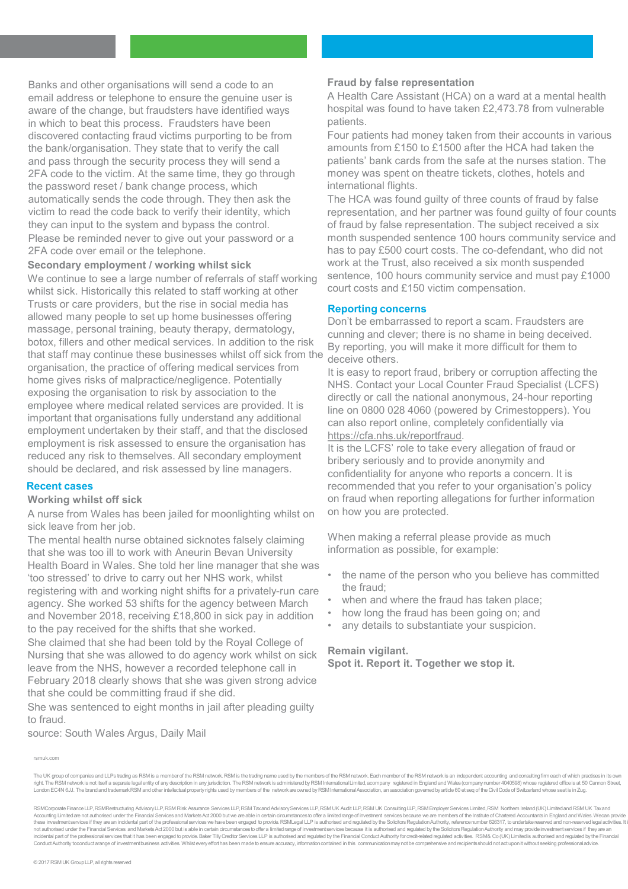Banks and other organisations will send a code to an email address or telephone to ensure the genuine user is aware of the change, but fraudsters have identified ways in which to beat this process. Fraudsters have been discovered contacting fraud victims purporting to be from the bank/organisation. They state that to verify the call and pass through the security process they will send a 2FA code to the victim. At the same time, they go through the password reset / bank change process, which automatically sends the code through. They then ask the victim to read the code back to verify their identity, which they can input to the system and bypass the control. Please be reminded never to give out your password or a 2FA code over email or the telephone.

### Secondary employment / working whilst sick

We continue to see a large number of referrals of staff working whilst sick. Historically this related to staff working at other Trusts or care providers, but the rise in social media has allowed many people to set up home businesses offering massage, personal training, beauty therapy, dermatology, botox, fillers and other medical services. In addition to the risk that staff may continue these businesses whilst off sick from the organisation, the practice of offering medical services from home gives risks of malpractice/negligence. Potentially exposing the organisation to risk by association to the employee where medical related services are provided. It is important that organisations fully understand any additional employment undertaken by their staff, and that the disclosed employment is risk assessed to ensure the organisation has reduced any risk to themselves. All secondary employment should be declared, and risk assessed by line managers.

## Recent cases

### Working whilst off sick

A nurse from Wales has been jailed for moonlighting whilst on sick leave from her job.

The mental health nurse obtained sicknotes falsely claiming that she was too ill to work with Aneurin Bevan University Health Board in Wales. She told her line manager that she was 'too stressed' to drive to carry out her NHS work, whilst registering with and working night shifts for a privately-run care agency. She worked 53 shifts for the agency between March and November 2018, receiving £18,800 in sick pay in addition to the pay received for the shifts that she worked.

She claimed that she had been told by the Royal College of Nursing that she was allowed to do agency work whilst on sick leave from the NHS, however a recorded telephone call in February 2018 clearly shows that she was given strong advice that she could be committing fraud if she did.

She was sentenced to eight months in jail after pleading guilty to fraud.

source: South Wales Argus, Daily Mail

### Fraud by false representation

A Health Care Assistant (HCA) on a ward at a mental health hospital was found to have taken £2,473.78 from vulnerable patients.

Four patients had money taken from their accounts in various amounts from £150 to £1500 after the HCA had taken the patients' bank cards from the safe at the nurses station. The money was spent on theatre tickets, clothes, hotels and international flights.

The HCA was found guilty of three counts of fraud by false representation, and her partner was found guilty of four counts of fraud by false representation. The subject received a six month suspended sentence 100 hours community service and has to pay £500 court costs. The co-defendant, who did not work at the Trust, also received a six month suspended sentence, 100 hours community service and must pay £1000 court costs and £150 victim compensation.

## Reporting concerns

Don't be embarrassed to report a scam. Fraudsters are cunning and clever; there is no shame in being deceived. By reporting, you will make it more difficult for them to deceive others.

It is easy to report fraud, bribery or corruption affecting the NHS. Contact your Local Counter Fraud Specialist (LCFS) directly or call the national anonymous, 24-hour reporting line on 0800 028 4060 (powered by Crimestoppers). You can also report online, completely confidentially via https://cfa.nhs.uk/reportfraud.

It is the LCFS' role to take every allegation of fraud or bribery seriously and to provide anonymity and confidentiality for anyone who reports a concern. It is recommended that you refer to your organisation's policy on fraud when reporting allegations for further information on how you are protected.

When making a referral please provide as much information as possible, for example:

- the name of the person who you believe has committed the fraud;
- when and where the fraud has taken place;
- how long the fraud has been going on; and
- any details to substantiate your suspicion.

**Remain vigilant.**
**Spot it. Report it. Together we stop it.**

rsmuk.com

The UK group of companies and LLPs trading as RSM is a member of the RSM network. RSM is the trading name used by the members of the RSM network. Each member of the RSM network is an independent accounting and consulting firm each of which practises in its own right. The RSM network is not itself a separate legal entity of any description in any jurisdiction. The RSM network is administered by RSM International Limited, a company registered in England and Wales (company number 4040598) whose registered office is at 50 Cannon Street, London EC4N 6JJ. The brand and trademark RSM and other intellectual property rights used by members of the network are owned by RSM International Association, an association governed by article 60 et seq of the Civil Code of Switzerland whose seat is in Zug.

RSM Corporate Finance LLP, RSM Restructuring Advisory LLP, RSM Risk Assurance Services LLP, RSM Tax and Advisory Services LLP, RSM UK Audit LLP, RSM UK Consulting LLP, RSM Employer Services Limited, RSM Northern Ireland (UK) Limited and RSM UK Tax and Accounting Limited are not authorised under the Financial Services and Markets Act 2000 but we are able in certain circumstances to offer a limited range of investment services because we are members of the Institute of Chartered Accountants in England and Wales. We can provide these investment services if they are an incidental part of the professional services we have been engaged to provide. RSM Legal LLP is authorised and regulated by the Solicitors Regulation Authority, reference number 626317, to undertake reserved and non-reserved legal activities. It is not authorised under the Financial Services and Markets Act 2000 but is able in certain circumstances to offer a limited range of investment services because it is authorised and regulated by the Solicitors Regulation Authority and may provide investment services if they are an incidental part of the professional services that it has been engaged to provide. Baker Tilly Creditor Services LLP is authorised and regulated by the Financial Conduct Authority for credit-related regulated activities. RSM & Co (UK) Limited is authorised and regulated by the Financial Conduct Authority to conduct a range of investment business activities. Whilst every effort has been made to ensure accuracy, information contained in this communication may not be comprehensive and recipients should not act upon it without seeking professional advice.

© 2017 RSM UK Group LLP, all rights reserved